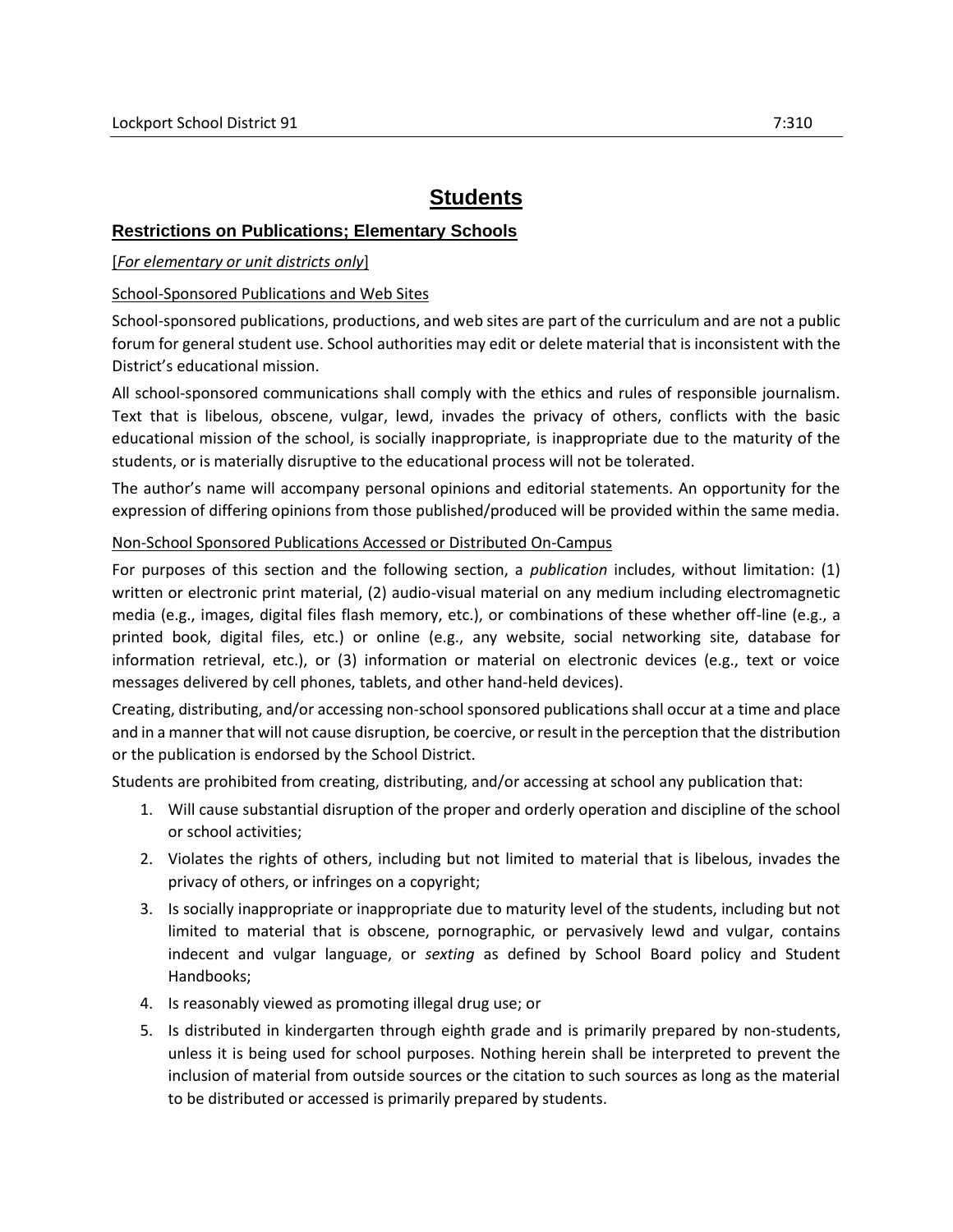# Students

## Restrictions on Publications; Elementary Schools

[*For elementary or unit districts only*]

School-Sponsored Publications and Web Sites

School-sponsored publications, productions, and web sites are part of the curriculum and are not a public forum for general student use. School authorities may edit or delete material that is inconsistent with the District's educational mission.

All school-sponsored communications shall comply with the ethics and rules of responsible journalism. Text that is libelous, obscene, vulgar, lewd, invades the privacy of others, conflicts with the basic educational mission of the school, is socially inappropriate, is inappropriate due to the maturity of the students, or is materially disruptive to the educational process will not be tolerated.

The author's name will accompany personal opinions and editorial statements. An opportunity for the expression of differing opinions from those published/produced will be provided within the same media.

Non-School Sponsored Publications Accessed or Distributed On-Campus

For purposes of this section and the following section, a *publication* includes, without limitation: (1) written or electronic print material, (2) audio-visual material on any medium including electromagnetic media (e.g., images, digital files flash memory, etc.), or combinations of these whether off-line (e.g., a printed book, digital files, etc.) or online (e.g., any website, social networking site, database for information retrieval, etc.), or (3) information or material on electronic devices (e.g., text or voice messages delivered by cell phones, tablets, and other hand-held devices).

Creating, distributing, and/or accessing non-school sponsored publications shall occur at a time and place and in a manner that will not cause disruption, be coercive, or result in the perception that the distribution or the publication is endorsed by the School District.

Students are prohibited from creating, distributing, and/or accessing at school any publication that:

1. Will cause substantial disruption of the proper and orderly operation and discipline of the school or school activities;
2. Violates the rights of others, including but not limited to material that is libelous, invades the privacy of others, or infringes on a copyright;
3. Is socially inappropriate or inappropriate due to maturity level of the students, including but not limited to material that is obscene, pornographic, or pervasively lewd and vulgar, contains indecent and vulgar language, or *sexting* as defined by School Board policy and Student Handbooks;
4. Is reasonably viewed as promoting illegal drug use; or
5. Is distributed in kindergarten through eighth grade and is primarily prepared by non-students, unless it is being used for school purposes. Nothing herein shall be interpreted to prevent the inclusion of material from outside sources or the citation to such sources as long as the material to be distributed or accessed is primarily prepared by students.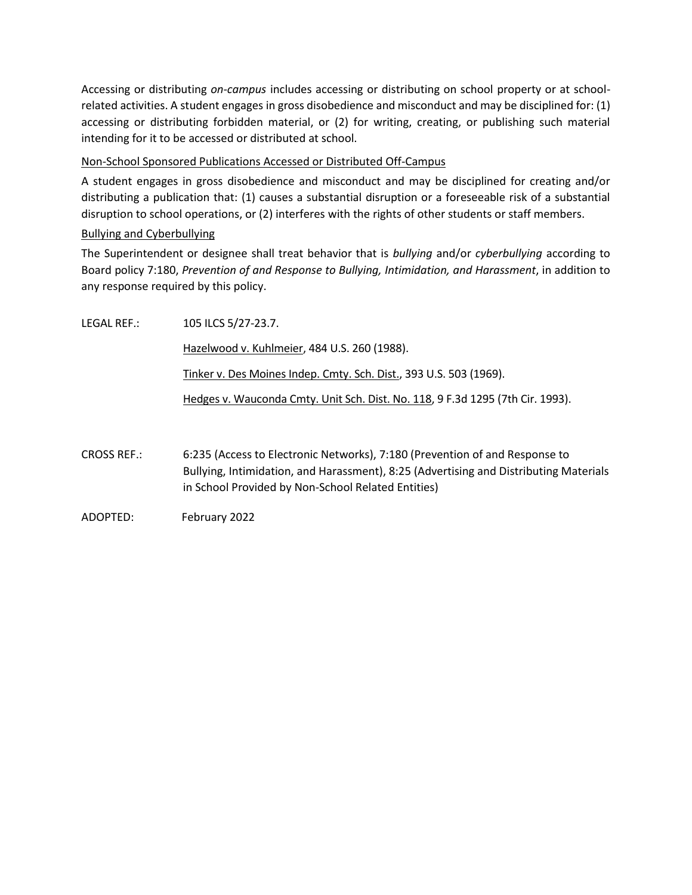Accessing or distributing *on-campus* includes accessing or distributing on school property or at school-related activities. A student engages in gross disobedience and misconduct and may be disciplined for: (1) accessing or distributing forbidden material, or (2) for writing, creating, or publishing such material intending for it to be accessed or distributed at school.

Non-School Sponsored Publications Accessed or Distributed Off-Campus

A student engages in gross disobedience and misconduct and may be disciplined for creating and/or distributing a publication that: (1) causes a substantial disruption or a foreseeable risk of a substantial disruption to school operations, or (2) interferes with the rights of other students or staff members.

Bullying and Cyberbullying

The Superintendent or designee shall treat behavior that is *bullying* and/or *cyberbullying* according to Board policy 7:180, *Prevention of and Response to Bullying, Intimidation, and Harassment*, in addition to any response required by this policy.

LEGAL REF.: 105 ILCS 5/27-23.7.

Hazelwood v. Kuhlmeier, 484 U.S. 260 (1988).

Tinker v. Des Moines Indep. Cmty. Sch. Dist., 393 U.S. 503 (1969).

Hedges v. Wauconda Cmty. Unit Sch. Dist. No. 118, 9 F.3d 1295 (7th Cir. 1993).

CROSS REF.: 6:235 (Access to Electronic Networks), 7:180 (Prevention of and Response to Bullying, Intimidation, and Harassment), 8:25 (Advertising and Distributing Materials in School Provided by Non-School Related Entities)

ADOPTED: February 2022